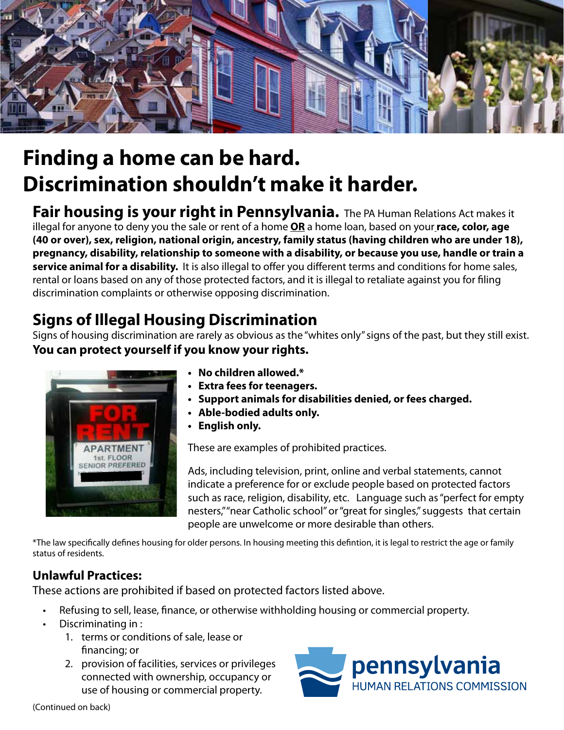# Finding a home can be hard.
# Discrimination shouldn't make it harder.

**Fair housing is your right in Pennsylvania.** The PA Human Relations Act makes it illegal for anyone to deny you the sale or rent of a home **OR** a home loan, based on your **race, color, age (40 or over), sex, religion, national origin, ancestry, family status (having children who are under 18), pregnancy, disability, relationship to someone with a disability, or because you use, handle or train a service animal for a disability.** It is also illegal to offer you different terms and conditions for home sales, rental or loans based on any of those protected factors, and it is illegal to retaliate against you for filing discrimination complaints or otherwise opposing discrimination.

## Signs of Illegal Housing Discrimination

Signs of housing discrimination are rarely as obvious as the "whites only" signs of the past, but they still exist. **You can protect yourself if you know your rights.**

- **No children allowed.***
- **Extra fees for teenagers.**
- **Support animals for disabilities denied, or fees charged.**
- **Able-bodied adults only.**
- **English only.**

These are examples of prohibited practices.

Ads, including television, print, online and verbal statements, cannot indicate a preference for or exclude people based on protected factors such as race, religion, disability, etc. Language such as "perfect for empty nesters," "near Catholic school" or "great for singles," suggests that certain people are unwelcome or more desirable than others.

*The law specifically defines housing for older persons. In housing meeting this defintion, it is legal to restrict the age or family status of residents.

### Unlawful Practices:

These actions are prohibited if based on protected factors listed above.

- Refusing to sell, lease, finance, or otherwise withholding housing or commercial property.
- Discriminating in :
  1. terms or conditions of sale, lease or financing; or
  2. provision of facilities, services or privileges connected with ownership, occupancy or use of housing or commercial property.

pennsylvania HUMAN RELATIONS COMMISSION

(Continued on back)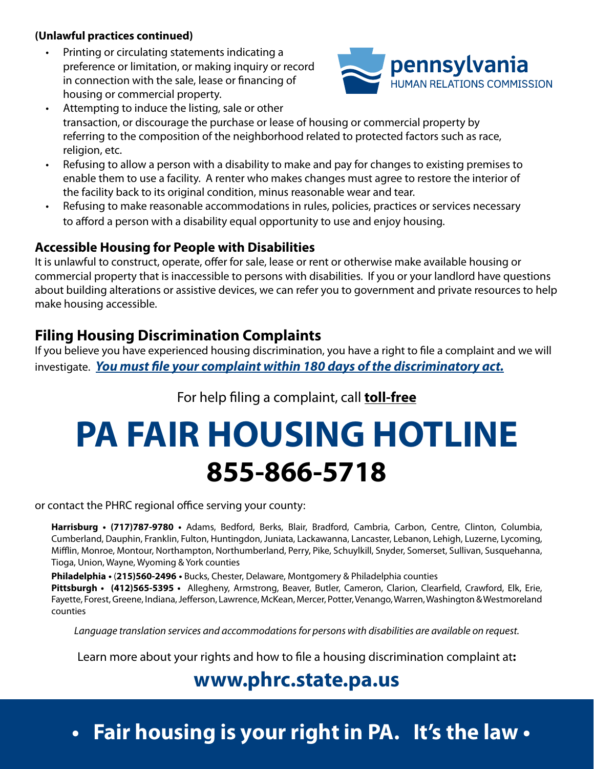**(Unlawful practices continued)**

- Printing or circulating statements indicating a preference or limitation, or making inquiry or record in connection with the sale, lease or financing of housing or commercial property.
- Attempting to induce the listing, sale or other transaction, or discourage the purchase or lease of housing or commercial property by referring to the composition of the neighborhood related to protected factors such as race, religion, etc.
- Refusing to allow a person with a disability to make and pay for changes to existing premises to enable them to use a facility. A renter who makes changes must agree to restore the interior of the facility back to its original condition, minus reasonable wear and tear.
- Refusing to make reasonable accommodations in rules, policies, practices or services necessary to afford a person with a disability equal opportunity to use and enjoy housing.

## Accessible Housing for People with Disabilities

It is unlawful to construct, operate, offer for sale, lease or rent or otherwise make available housing or commercial property that is inaccessible to persons with disabilities. If you or your landlord have questions about building alterations or assistive devices, we can refer you to government and private resources to help make housing accessible.

## Filing Housing Discrimination Complaints

If you believe you have experienced housing discrimination, you have a right to file a complaint and we will investigate. ***You must file your complaint within 180 days of the discriminatory act.***

For help filing a complaint, call **toll-free**

# PA FAIR HOUSING HOTLINE

# 855-866-5718

or contact the PHRC regional office serving your county:

**Harrisburg • (717)787-9780 •** Adams, Bedford, Berks, Blair, Bradford, Cambria, Carbon, Centre, Clinton, Columbia, Cumberland, Dauphin, Franklin, Fulton, Huntingdon, Juniata, Lackawanna, Lancaster, Lebanon, Lehigh, Luzerne, Lycoming, Mifflin, Monroe, Montour, Northampton, Northumberland, Perry, Pike, Schuylkill, Snyder, Somerset, Sullivan, Susquehanna, Tioga, Union, Wayne, Wyoming & York counties

**Philadelphia • (215)560-2496 •** Bucks, Chester, Delaware, Montgomery & Philadelphia counties

**Pittsburgh • (412)565-5395 •** Allegheny, Armstrong, Beaver, Butler, Cameron, Clarion, Clearfield, Crawford, Elk, Erie, Fayette, Forest, Greene, Indiana, Jefferson, Lawrence, McKean, Mercer, Potter, Venango, Warren, Washington & Westmoreland counties

*Language translation services and accommodations for persons with disabilities are available on request.*

Learn more about your rights and how to file a housing discrimination complaint at**:**

## www.phrc.state.pa.us

**• Fair housing is your right in PA. It's the law •**